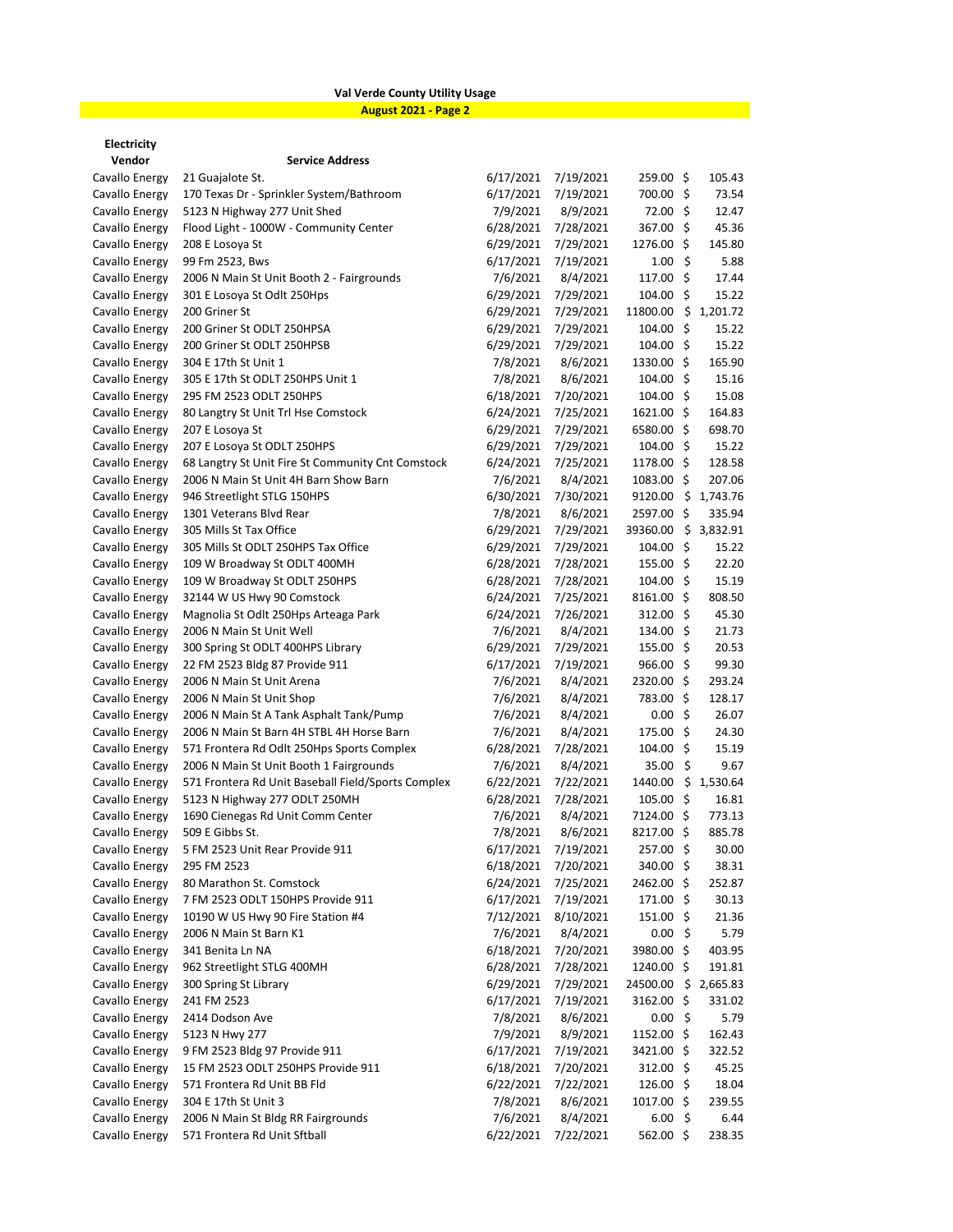# Val Verde County Utility Usage

**August 2021 - Page 2**

**Electricity**

| Vendor | Service Address | | | | |
|---|---|---|---|---|---|
| Cavallo Energy | 21 Guajalote St. | 6/17/2021 | 7/19/2021 | 259.00 | $ 105.43 |
| Cavallo Energy | 170 Texas Dr - Sprinkler System/Bathroom | 6/17/2021 | 7/19/2021 | 700.00 | $ 73.54 |
| Cavallo Energy | 5123 N Highway 277 Unit Shed | 7/9/2021 | 8/9/2021 | 72.00 | $ 12.47 |
| Cavallo Energy | Flood Light - 1000W - Community Center | 6/28/2021 | 7/28/2021 | 367.00 | $ 45.36 |
| Cavallo Energy | 208 E Losoya St | 6/29/2021 | 7/29/2021 | 1276.00 | $ 145.80 |
| Cavallo Energy | 99 Fm 2523, Bws | 6/17/2021 | 7/19/2021 | 1.00 | $ 5.88 |
| Cavallo Energy | 2006 N Main St Unit Booth 2 - Fairgrounds | 7/6/2021 | 8/4/2021 | 117.00 | $ 17.44 |
| Cavallo Energy | 301 E Losoya St Odlt 250Hps | 6/29/2021 | 7/29/2021 | 104.00 | $ 15.22 |
| Cavallo Energy | 200 Griner St | 6/29/2021 | 7/29/2021 | 11800.00 | $ 1,201.72 |
| Cavallo Energy | 200 Griner St ODLT 250HPSA | 6/29/2021 | 7/29/2021 | 104.00 | $ 15.22 |
| Cavallo Energy | 200 Griner St ODLT 250HPSB | 6/29/2021 | 7/29/2021 | 104.00 | $ 15.22 |
| Cavallo Energy | 304 E 17th St Unit 1 | 7/8/2021 | 8/6/2021 | 1330.00 | $ 165.90 |
| Cavallo Energy | 305 E 17th St ODLT 250HPS Unit 1 | 7/8/2021 | 8/6/2021 | 104.00 | $ 15.16 |
| Cavallo Energy | 295 FM 2523 ODLT 250HPS | 6/18/2021 | 7/20/2021 | 104.00 | $ 15.08 |
| Cavallo Energy | 80 Langtry St Unit Trl Hse Comstock | 6/24/2021 | 7/25/2021 | 1621.00 | $ 164.83 |
| Cavallo Energy | 207 E Losoya St | 6/29/2021 | 7/29/2021 | 6580.00 | $ 698.70 |
| Cavallo Energy | 207 E Losoya St ODLT 250HPS | 6/29/2021 | 7/29/2021 | 104.00 | $ 15.22 |
| Cavallo Energy | 68 Langtry St Unit Fire St Community Cnt Comstock | 6/24/2021 | 7/25/2021 | 1178.00 | $ 128.58 |
| Cavallo Energy | 2006 N Main St Unit 4H Barn Show Barn | 7/6/2021 | 8/4/2021 | 1083.00 | $ 207.06 |
| Cavallo Energy | 946 Streetlight STLG 150HPS | 6/30/2021 | 7/30/2021 | 9120.00 | $ 1,743.76 |
| Cavallo Energy | 1301 Veterans Blvd Rear | 7/8/2021 | 8/6/2021 | 2597.00 | $ 335.94 |
| Cavallo Energy | 305 Mills St Tax Office | 6/29/2021 | 7/29/2021 | 39360.00 | $ 3,832.91 |
| Cavallo Energy | 305 Mills St ODLT 250HPS Tax Office | 6/29/2021 | 7/29/2021 | 104.00 | $ 15.22 |
| Cavallo Energy | 109 W Broadway St ODLT 400MH | 6/28/2021 | 7/28/2021 | 155.00 | $ 22.20 |
| Cavallo Energy | 109 W Broadway St ODLT 250HPS | 6/28/2021 | 7/28/2021 | 104.00 | $ 15.19 |
| Cavallo Energy | 32144 W US Hwy 90 Comstock | 6/24/2021 | 7/25/2021 | 8161.00 | $ 808.50 |
| Cavallo Energy | Magnolia St Odlt 250Hps Arteaga Park | 6/24/2021 | 7/26/2021 | 312.00 | $ 45.30 |
| Cavallo Energy | 2006 N Main St Unit Well | 7/6/2021 | 8/4/2021 | 134.00 | $ 21.73 |
| Cavallo Energy | 300 Spring St ODLT 400HPS Library | 6/29/2021 | 7/29/2021 | 155.00 | $ 20.53 |
| Cavallo Energy | 22 FM 2523 Bldg 87 Provide 911 | 6/17/2021 | 7/19/2021 | 966.00 | $ 99.30 |
| Cavallo Energy | 2006 N Main St Unit Arena | 7/6/2021 | 8/4/2021 | 2320.00 | $ 293.24 |
| Cavallo Energy | 2006 N Main St Unit Shop | 7/6/2021 | 8/4/2021 | 783.00 | $ 128.17 |
| Cavallo Energy | 2006 N Main St A Tank Asphalt Tank/Pump | 7/6/2021 | 8/4/2021 | 0.00 | $ 26.07 |
| Cavallo Energy | 2006 N Main St Barn 4H STBL 4H Horse Barn | 7/6/2021 | 8/4/2021 | 175.00 | $ 24.30 |
| Cavallo Energy | 571 Frontera Rd Odlt 250Hps Sports Complex | 6/28/2021 | 7/28/2021 | 104.00 | $ 15.19 |
| Cavallo Energy | 2006 N Main St Unit Booth 1 Fairgrounds | 7/6/2021 | 8/4/2021 | 35.00 | $ 9.67 |
| Cavallo Energy | 571 Frontera Rd Unit Baseball Field/Sports Complex | 6/22/2021 | 7/22/2021 | 1440.00 | $ 1,530.64 |
| Cavallo Energy | 5123 N Highway 277 ODLT 250MH | 6/28/2021 | 7/28/2021 | 105.00 | $ 16.81 |
| Cavallo Energy | 1690 Cienegas Rd Unit Comm Center | 7/6/2021 | 8/4/2021 | 7124.00 | $ 773.13 |
| Cavallo Energy | 509 E Gibbs St. | 7/8/2021 | 8/6/2021 | 8217.00 | $ 885.78 |
| Cavallo Energy | 5 FM 2523 Unit Rear Provide 911 | 6/17/2021 | 7/19/2021 | 257.00 | $ 30.00 |
| Cavallo Energy | 295 FM 2523 | 6/18/2021 | 7/20/2021 | 340.00 | $ 38.31 |
| Cavallo Energy | 80 Marathon St. Comstock | 6/24/2021 | 7/25/2021 | 2462.00 | $ 252.87 |
| Cavallo Energy | 7 FM 2523 ODLT 150HPS Provide 911 | 6/17/2021 | 7/19/2021 | 171.00 | $ 30.13 |
| Cavallo Energy | 10190 W US Hwy 90 Fire Station #4 | 7/12/2021 | 8/10/2021 | 151.00 | $ 21.36 |
| Cavallo Energy | 2006 N Main St Barn K1 | 7/6/2021 | 8/4/2021 | 0.00 | $ 5.79 |
| Cavallo Energy | 341 Benita Ln NA | 6/18/2021 | 7/20/2021 | 3980.00 | $ 403.95 |
| Cavallo Energy | 962 Streetlight STLG 400MH | 6/28/2021 | 7/28/2021 | 1240.00 | $ 191.81 |
| Cavallo Energy | 300 Spring St Library | 6/29/2021 | 7/29/2021 | 24500.00 | $ 2,665.83 |
| Cavallo Energy | 241 FM 2523 | 6/17/2021 | 7/19/2021 | 3162.00 | $ 331.02 |
| Cavallo Energy | 2414 Dodson Ave | 7/8/2021 | 8/6/2021 | 0.00 | $ 5.79 |
| Cavallo Energy | 5123 N Hwy 277 | 7/9/2021 | 8/9/2021 | 1152.00 | $ 162.43 |
| Cavallo Energy | 9 FM 2523 Bldg 97 Provide 911 | 6/17/2021 | 7/19/2021 | 3421.00 | $ 322.52 |
| Cavallo Energy | 15 FM 2523 ODLT 250HPS Provide 911 | 6/18/2021 | 7/20/2021 | 312.00 | $ 45.25 |
| Cavallo Energy | 571 Frontera Rd Unit BB Fld | 6/22/2021 | 7/22/2021 | 126.00 | $ 18.04 |
| Cavallo Energy | 304 E 17th St Unit 3 | 7/8/2021 | 8/6/2021 | 1017.00 | $ 239.55 |
| Cavallo Energy | 2006 N Main St Bldg RR Fairgrounds | 7/6/2021 | 8/4/2021 | 6.00 | $ 6.44 |
| Cavallo Energy | 571 Frontera Rd Unit Sftball | 6/22/2021 | 7/22/2021 | 562.00 | $ 238.35 |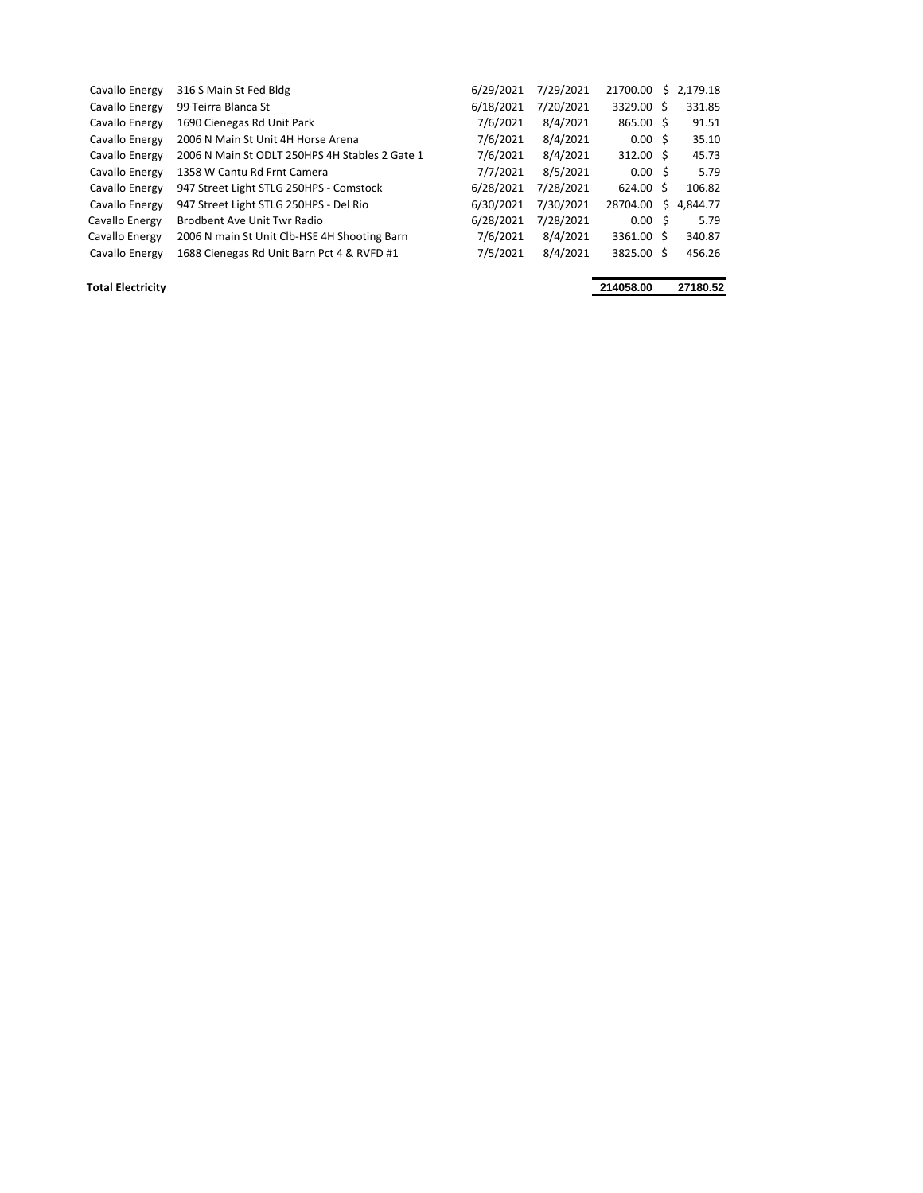| | | | | | |
|---|---|---|---|---|---|
| Cavallo Energy | 316 S Main St Fed Bldg | 6/29/2021 | 7/29/2021 | 21700.00 | $ 2,179.18 |
| Cavallo Energy | 99 Teirra Blanca St | 6/18/2021 | 7/20/2021 | 3329.00 | $ 331.85 |
| Cavallo Energy | 1690 Cienegas Rd Unit Park | 7/6/2021 | 8/4/2021 | 865.00 | $ 91.51 |
| Cavallo Energy | 2006 N Main St Unit 4H Horse Arena | 7/6/2021 | 8/4/2021 | 0.00 | $ 35.10 |
| Cavallo Energy | 2006 N Main St ODLT 250HPS 4H Stables 2 Gate 1 | 7/6/2021 | 8/4/2021 | 312.00 | $ 45.73 |
| Cavallo Energy | 1358 W Cantu Rd Frnt Camera | 7/7/2021 | 8/5/2021 | 0.00 | $ 5.79 |
| Cavallo Energy | 947 Street Light STLG 250HPS - Comstock | 6/28/2021 | 7/28/2021 | 624.00 | $ 106.82 |
| Cavallo Energy | 947 Street Light STLG 250HPS - Del Rio | 6/30/2021 | 7/30/2021 | 28704.00 | $ 4,844.77 |
| Cavallo Energy | Brodbent Ave Unit Twr Radio | 6/28/2021 | 7/28/2021 | 0.00 | $ 5.79 |
| Cavallo Energy | 2006 N main St Unit Clb-HSE 4H Shooting Barn | 7/6/2021 | 8/4/2021 | 3361.00 | $ 340.87 |
| Cavallo Energy | 1688 Cienegas Rd Unit Barn Pct 4 & RVFD #1 | 7/5/2021 | 8/4/2021 | 3825.00 | $ 456.26 |
| **Total Electricity** | | | | **214058.00** | **27180.52** |